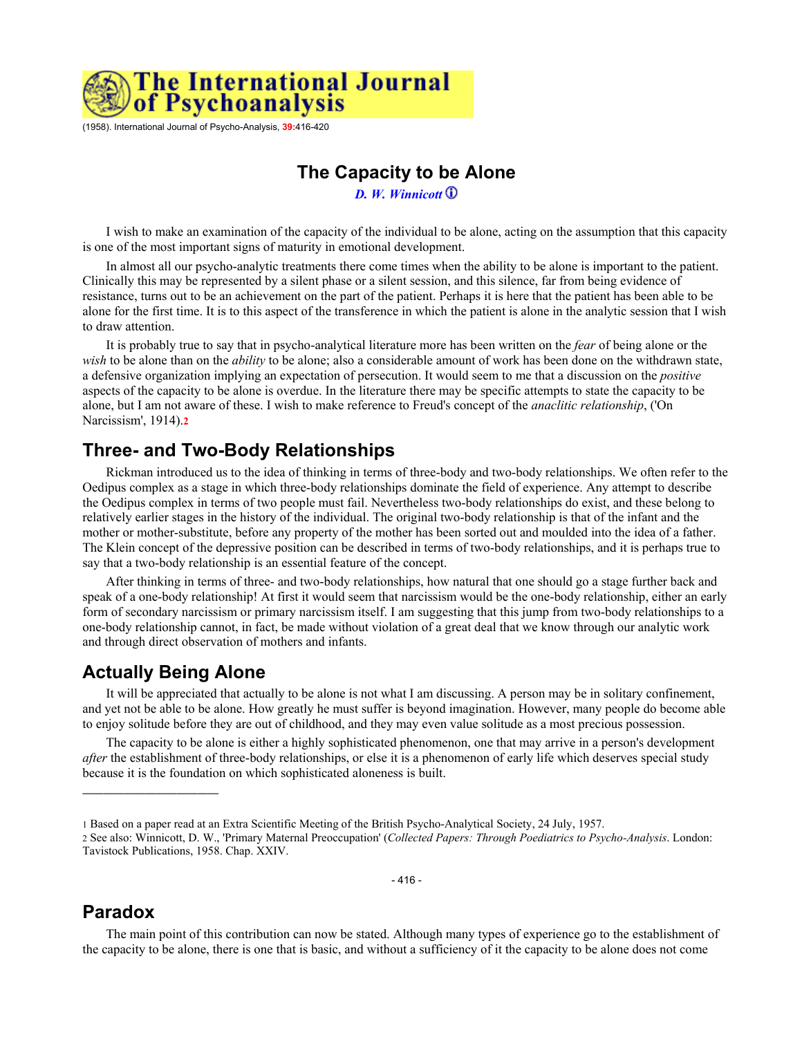(1958). International Journal of Psycho-Analysis, 39:416-420

# The Capacity to be Alone

*D. W. Winnicott*

I wish to make an examination of the capacity of the individual to be alone, acting on the assumption that this capacity is one of the most important signs of maturity in emotional development.

In almost all our psycho-analytic treatments there come times when the ability to be alone is important to the patient. Clinically this may be represented by a silent phase or a silent session, and this silence, far from being evidence of resistance, turns out to be an achievement on the part of the patient. Perhaps it is here that the patient has been able to be alone for the first time. It is to this aspect of the transference in which the patient is alone in the analytic session that I wish to draw attention.

It is probably true to say that in psycho-analytical literature more has been written on the *fear* of being alone or the *wish* to be alone than on the *ability* to be alone; also a considerable amount of work has been done on the withdrawn state, a defensive organization implying an expectation of persecution. It would seem to me that a discussion on the *positive* aspects of the capacity to be alone is overdue. In the literature there may be specific attempts to state the capacity to be alone, but I am not aware of these. I wish to make reference to Freud's concept of the *anaclitic relationship*, ('On Narcissism', 1914).[2]

## Three- and Two-Body Relationships

Rickman introduced us to the idea of thinking in terms of three-body and two-body relationships. We often refer to the Oedipus complex as a stage in which three-body relationships dominate the field of experience. Any attempt to describe the Oedipus complex in terms of two people must fail. Nevertheless two-body relationships do exist, and these belong to relatively earlier stages in the history of the individual. The original two-body relationship is that of the infant and the mother or mother-substitute, before any property of the mother has been sorted out and moulded into the idea of a father. The Klein concept of the depressive position can be described in terms of two-body relationships, and it is perhaps true to say that a two-body relationship is an essential feature of the concept.

After thinking in terms of three- and two-body relationships, how natural that one should go a stage further back and speak of a one-body relationship! At first it would seem that narcissism would be the one-body relationship, either an early form of secondary narcissism or primary narcissism itself. I am suggesting that this jump from two-body relationships to a one-body relationship cannot, in fact, be made without violation of a great deal that we know through our analytic work and through direct observation of mothers and infants.

## Actually Being Alone

It will be appreciated that actually to be alone is not what I am discussing. A person may be in solitary confinement, and yet not be able to be alone. How greatly he must suffer is beyond imagination. However, many people do become able to enjoy solitude before they are out of childhood, and they may even value solitude as a most precious possession.

The capacity to be alone is either a highly sophisticated phenomenon, one that may arrive in a person's development *after* the establishment of three-body relationships, or else it is a phenomenon of early life which deserves special study because it is the foundation on which sophisticated aloneness is built.

---

1 Based on a paper read at an Extra Scientific Meeting of the British Psycho-Analytical Society, 24 July, 1957.

2 See also: Winnicott, D. W., 'Primary Maternal Preoccupation' (*Collected Papers: Through Poediatrics to Psycho-Analysis*. London: Tavistock Publications, 1958. Chap. XXIV.

## Paradox

The main point of this contribution can now be stated. Although many types of experience go to the establishment of the capacity to be alone, there is one that is basic, and without a sufficiency of it the capacity to be alone does not come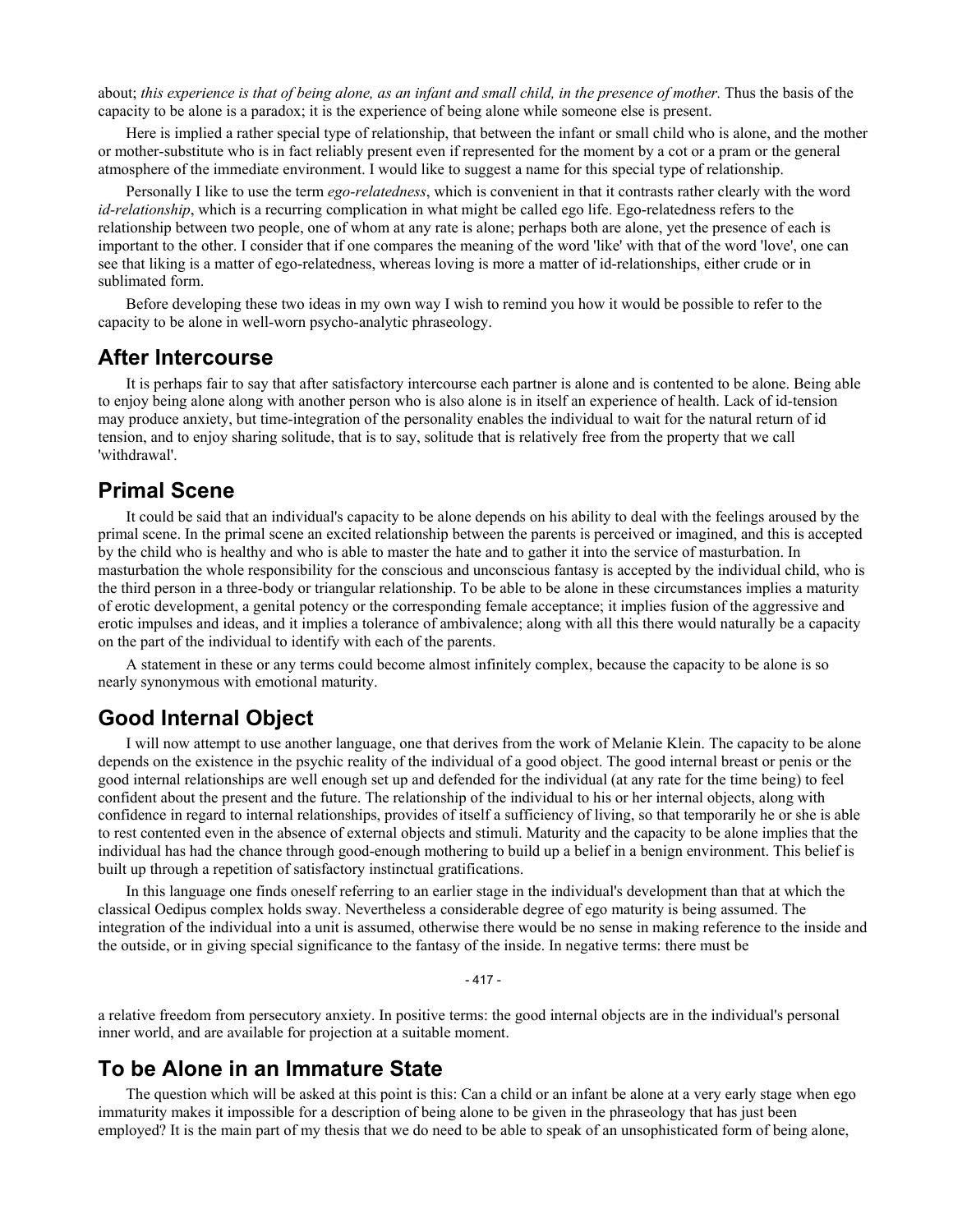about; *this experience is that of being alone, as an infant and small child, in the presence of mother.* Thus the basis of the capacity to be alone is a paradox; it is the experience of being alone while someone else is present.

Here is implied a rather special type of relationship, that between the infant or small child who is alone, and the mother or mother-substitute who is in fact reliably present even if represented for the moment by a cot or a pram or the general atmosphere of the immediate environment. I would like to suggest a name for this special type of relationship.

Personally I like to use the term *ego-relatedness*, which is convenient in that it contrasts rather clearly with the word *id-relationship*, which is a recurring complication in what might be called ego life. Ego-relatedness refers to the relationship between two people, one of whom at any rate is alone; perhaps both are alone, yet the presence of each is important to the other. I consider that if one compares the meaning of the word 'like' with that of the word 'love', one can see that liking is a matter of ego-relatedness, whereas loving is more a matter of id-relationships, either crude or in sublimated form.

Before developing these two ideas in my own way I wish to remind you how it would be possible to refer to the capacity to be alone in well-worn psycho-analytic phraseology.

## After Intercourse

It is perhaps fair to say that after satisfactory intercourse each partner is alone and is contented to be alone. Being able to enjoy being alone along with another person who is also alone is in itself an experience of health. Lack of id-tension may produce anxiety, but time-integration of the personality enables the individual to wait for the natural return of id tension, and to enjoy sharing solitude, that is to say, solitude that is relatively free from the property that we call 'withdrawal'.

## Primal Scene

It could be said that an individual's capacity to be alone depends on his ability to deal with the feelings aroused by the primal scene. In the primal scene an excited relationship between the parents is perceived or imagined, and this is accepted by the child who is healthy and who is able to master the hate and to gather it into the service of masturbation. In masturbation the whole responsibility for the conscious and unconscious fantasy is accepted by the individual child, who is the third person in a three-body or triangular relationship. To be able to be alone in these circumstances implies a maturity of erotic development, a genital potency or the corresponding female acceptance; it implies fusion of the aggressive and erotic impulses and ideas, and it implies a tolerance of ambivalence; along with all this there would naturally be a capacity on the part of the individual to identify with each of the parents.

A statement in these or any terms could become almost infinitely complex, because the capacity to be alone is so nearly synonymous with emotional maturity.

## Good Internal Object

I will now attempt to use another language, one that derives from the work of Melanie Klein. The capacity to be alone depends on the existence in the psychic reality of the individual of a good object. The good internal breast or penis or the good internal relationships are well enough set up and defended for the individual (at any rate for the time being) to feel confident about the present and the future. The relationship of the individual to his or her internal objects, along with confidence in regard to internal relationships, provides of itself a sufficiency of living, so that temporarily he or she is able to rest contented even in the absence of external objects and stimuli. Maturity and the capacity to be alone implies that the individual has had the chance through good-enough mothering to build up a belief in a benign environment. This belief is built up through a repetition of satisfactory instinctual gratifications.

In this language one finds oneself referring to an earlier stage in the individual's development than that at which the classical Oedipus complex holds sway. Nevertheless a considerable degree of ego maturity is being assumed. The integration of the individual into a unit is assumed, otherwise there would be no sense in making reference to the inside and the outside, or in giving special significance to the fantasy of the inside. In negative terms: there must be a relative freedom from persecutory anxiety. In positive terms: the good internal objects are in the individual's personal inner world, and are available for projection at a suitable moment.

## To be Alone in an Immature State

The question which will be asked at this point is this: Can a child or an infant be alone at a very early stage when ego immaturity makes it impossible for a description of being alone to be given in the phraseology that has just been employed? It is the main part of my thesis that we do need to be able to speak of an unsophisticated form of being alone,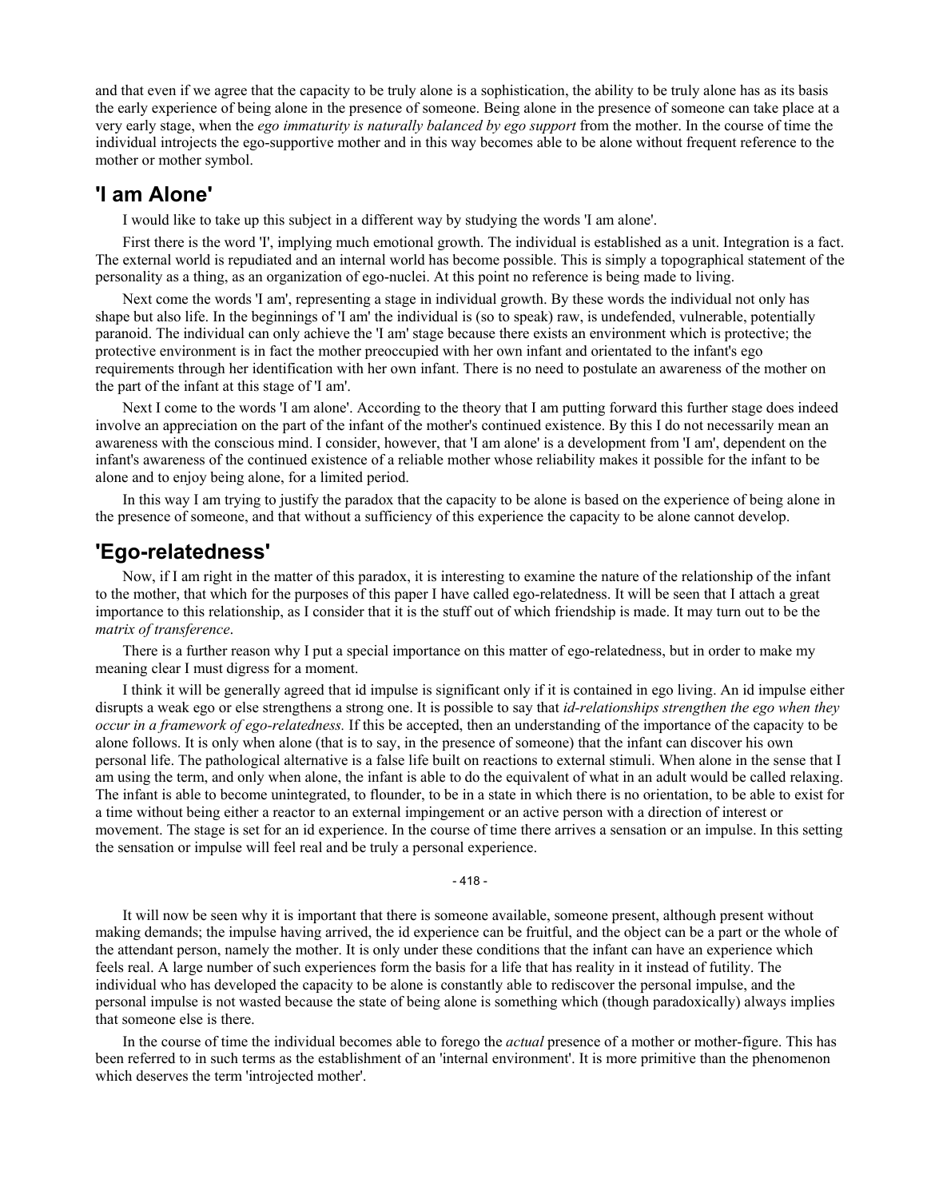and that even if we agree that the capacity to be truly alone is a sophistication, the ability to be truly alone has as its basis the early experience of being alone in the presence of someone. Being alone in the presence of someone can take place at a very early stage, when the *ego immaturity is naturally balanced by ego support* from the mother. In the course of time the individual introjects the ego-supportive mother and in this way becomes able to be alone without frequent reference to the mother or mother symbol.

## 'I am Alone'

I would like to take up this subject in a different way by studying the words 'I am alone'.

First there is the word 'I', implying much emotional growth. The individual is established as a unit. Integration is a fact. The external world is repudiated and an internal world has become possible. This is simply a topographical statement of the personality as a thing, as an organization of ego-nuclei. At this point no reference is being made to living.

Next come the words 'I am', representing a stage in individual growth. By these words the individual not only has shape but also life. In the beginnings of 'I am' the individual is (so to speak) raw, is undefended, vulnerable, potentially paranoid. The individual can only achieve the 'I am' stage because there exists an environment which is protective; the protective environment is in fact the mother preoccupied with her own infant and orientated to the infant's ego requirements through her identification with her own infant. There is no need to postulate an awareness of the mother on the part of the infant at this stage of 'I am'.

Next I come to the words 'I am alone'. According to the theory that I am putting forward this further stage does indeed involve an appreciation on the part of the infant of the mother's continued existence. By this I do not necessarily mean an awareness with the conscious mind. I consider, however, that 'I am alone' is a development from 'I am', dependent on the infant's awareness of the continued existence of a reliable mother whose reliability makes it possible for the infant to be alone and to enjoy being alone, for a limited period.

In this way I am trying to justify the paradox that the capacity to be alone is based on the experience of being alone in the presence of someone, and that without a sufficiency of this experience the capacity to be alone cannot develop.

## 'Ego-relatedness'

Now, if I am right in the matter of this paradox, it is interesting to examine the nature of the relationship of the infant to the mother, that which for the purposes of this paper I have called ego-relatedness. It will be seen that I attach a great importance to this relationship, as I consider that it is the stuff out of which friendship is made. It may turn out to be the *matrix of transference*.

There is a further reason why I put a special importance on this matter of ego-relatedness, but in order to make my meaning clear I must digress for a moment.

I think it will be generally agreed that id impulse is significant only if it is contained in ego living. An id impulse either disrupts a weak ego or else strengthens a strong one. It is possible to say that *id-relationships strengthen the ego when they occur in a framework of ego-relatedness.* If this be accepted, then an understanding of the importance of the capacity to be alone follows. It is only when alone (that is to say, in the presence of someone) that the infant can discover his own personal life. The pathological alternative is a false life built on reactions to external stimuli. When alone in the sense that I am using the term, and only when alone, the infant is able to do the equivalent of what in an adult would be called relaxing. The infant is able to become unintegrated, to flounder, to be in a state in which there is no orientation, to be able to exist for a time without being either a reactor to an external impingement or an active person with a direction of interest or movement. The stage is set for an id experience. In the course of time there arrives a sensation or an impulse. In this setting the sensation or impulse will feel real and be truly a personal experience.

It will now be seen why it is important that there is someone available, someone present, although present without making demands; the impulse having arrived, the id experience can be fruitful, and the object can be a part or the whole of the attendant person, namely the mother. It is only under these conditions that the infant can have an experience which feels real. A large number of such experiences form the basis for a life that has reality in it instead of futility. The individual who has developed the capacity to be alone is constantly able to rediscover the personal impulse, and the personal impulse is not wasted because the state of being alone is something which (though paradoxically) always implies that someone else is there.

In the course of time the individual becomes able to forego the *actual* presence of a mother or mother-figure. This has been referred to in such terms as the establishment of an 'internal environment'. It is more primitive than the phenomenon which deserves the term 'introjected mother'.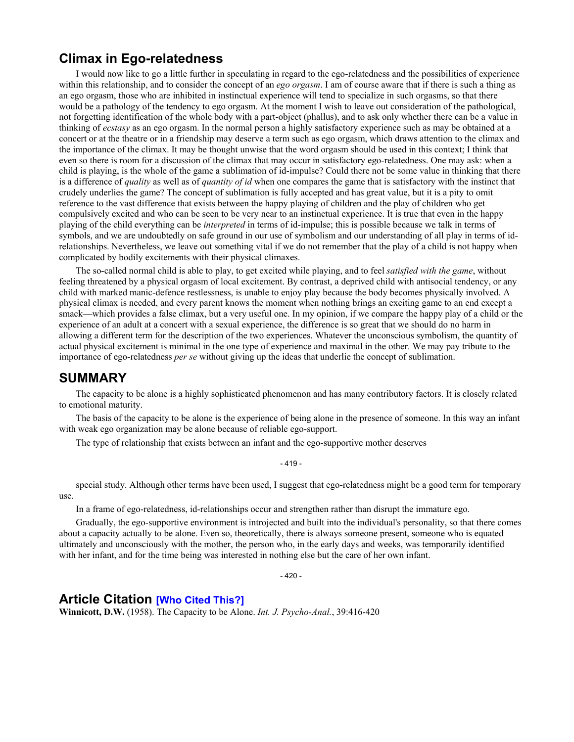## Climax in Ego-relatedness

I would now like to go a little further in speculating in regard to the ego-relatedness and the possibilities of experience within this relationship, and to consider the concept of an *ego orgasm*. I am of course aware that if there is such a thing as an ego orgasm, those who are inhibited in instinctual experience will tend to specialize in such orgasms, so that there would be a pathology of the tendency to ego orgasm. At the moment I wish to leave out consideration of the pathological, not forgetting identification of the whole body with a part-object (phallus), and to ask only whether there can be a value in thinking of *ecstasy* as an ego orgasm. In the normal person a highly satisfactory experience such as may be obtained at a concert or at the theatre or in a friendship may deserve a term such as ego orgasm, which draws attention to the climax and the importance of the climax. It may be thought unwise that the word orgasm should be used in this context; I think that even so there is room for a discussion of the climax that may occur in satisfactory ego-relatedness. One may ask: when a child is playing, is the whole of the game a sublimation of id-impulse? Could there not be some value in thinking that there is a difference of *quality* as well as of *quantity of id* when one compares the game that is satisfactory with the instinct that crudely underlies the game? The concept of sublimation is fully accepted and has great value, but it is a pity to omit reference to the vast difference that exists between the happy playing of children and the play of children who get compulsively excited and who can be seen to be very near to an instinctual experience. It is true that even in the happy playing of the child everything can be *interpreted* in terms of id-impulse; this is possible because we talk in terms of symbols, and we are undoubtedly on safe ground in our use of symbolism and our understanding of all play in terms of id-relationships. Nevertheless, we leave out something vital if we do not remember that the play of a child is not happy when complicated by bodily excitements with their physical climaxes.

The so-called normal child is able to play, to get excited while playing, and to feel *satisfied with the game*, without feeling threatened by a physical orgasm of local excitement. By contrast, a deprived child with antisocial tendency, or any child with marked manic-defence restlessness, is unable to enjoy play because the body becomes physically involved. A physical climax is needed, and every parent knows the moment when nothing brings an exciting game to an end except a smack—which provides a false climax, but a very useful one. In my opinion, if we compare the happy play of a child or the experience of an adult at a concert with a sexual experience, the difference is so great that we should do no harm in allowing a different term for the description of the two experiences. Whatever the unconscious symbolism, the quantity of actual physical excitement is minimal in the one type of experience and maximal in the other. We may pay tribute to the importance of ego-relatedness *per se* without giving up the ideas that underlie the concept of sublimation.

## SUMMARY

The capacity to be alone is a highly sophisticated phenomenon and has many contributory factors. It is closely related to emotional maturity.

The basis of the capacity to be alone is the experience of being alone in the presence of someone. In this way an infant with weak ego organization may be alone because of reliable ego-support.

The type of relationship that exists between an infant and the ego-supportive mother deserves special study. Although other terms have been used, I suggest that ego-relatedness might be a good term for temporary use.

In a frame of ego-relatedness, id-relationships occur and strengthen rather than disrupt the immature ego.

Gradually, the ego-supportive environment is introjected and built into the individual's personality, so that there comes about a capacity actually to be alone. Even so, theoretically, there is always someone present, someone who is equated ultimately and unconsciously with the mother, the person who, in the early days and weeks, was temporarily identified with her infant, and for the time being was interested in nothing else but the care of her own infant.

## Article Citation [Who Cited This?]

**Winnicott, D.W.** (1958). The Capacity to be Alone. *Int. J. Psycho-Anal.*, 39:416-420